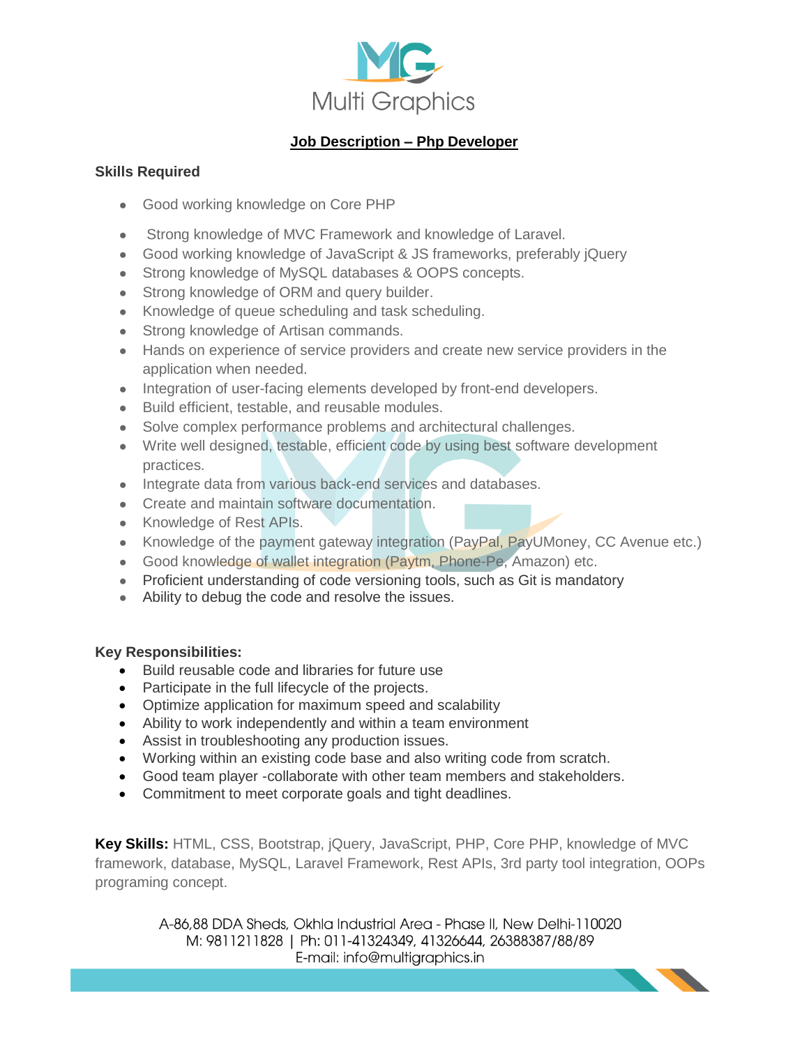Multi Graphics

# Job Description – Php Developer

**Skills Required**

- Good working knowledge on Core PHP
- Strong knowledge of MVC Framework and knowledge of Laravel.
- Good working knowledge of JavaScript & JS frameworks, preferably jQuery
- Strong knowledge of MySQL databases & OOPS concepts.
- Strong knowledge of ORM and query builder.
- Knowledge of queue scheduling and task scheduling.
- Strong knowledge of Artisan commands.
- Hands on experience of service providers and create new service providers in the application when needed.
- Integration of user-facing elements developed by front-end developers.
- Build efficient, testable, and reusable modules.
- Solve complex performance problems and architectural challenges.
- Write well designed, testable, efficient code by using best software development practices.
- Integrate data from various back-end services and databases.
- Create and maintain software documentation.
- Knowledge of Rest APIs.
- Knowledge of the payment gateway integration (PayPal, PayUMoney, CC Avenue etc.)
- Good knowledge of wallet integration (Paytm, Phone-Pe, Amazon) etc.
- Proficient understanding of code versioning tools, such as Git is mandatory
- Ability to debug the code and resolve the issues.

**Key Responsibilities:**

- Build reusable code and libraries for future use
- Participate in the full lifecycle of the projects.
- Optimize application for maximum speed and scalability
- Ability to work independently and within a team environment
- Assist in troubleshooting any production issues.
- Working within an existing code base and also writing code from scratch.
- Good team player -collaborate with other team members and stakeholders.
- Commitment to meet corporate goals and tight deadlines.

**Key Skills:** HTML, CSS, Bootstrap, jQuery, JavaScript, PHP, Core PHP, knowledge of MVC framework, database, MySQL, Laravel Framework, Rest APIs, 3rd party tool integration, OOPs programing concept.

A-86,88 DDA Sheds, Okhla Industrial Area - Phase II, New Delhi-110020
M: 9811211828 | Ph: 011-41324349, 41326644, 26388387/88/89
E-mail: info@multigraphics.in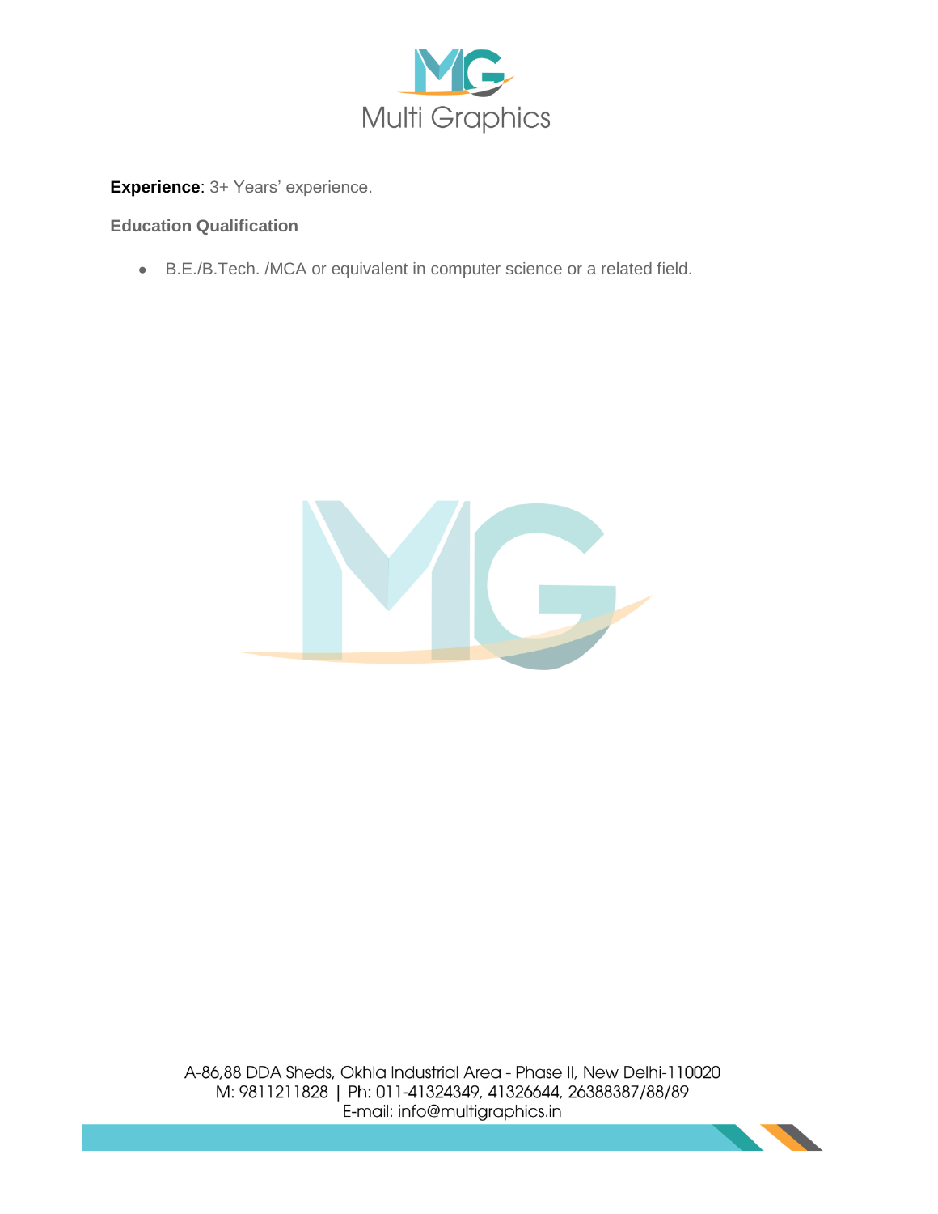**Experience**: 3+ Years' experience.

**Education Qualification**

- B.E./B.Tech. /MCA or equivalent in computer science or a related field.